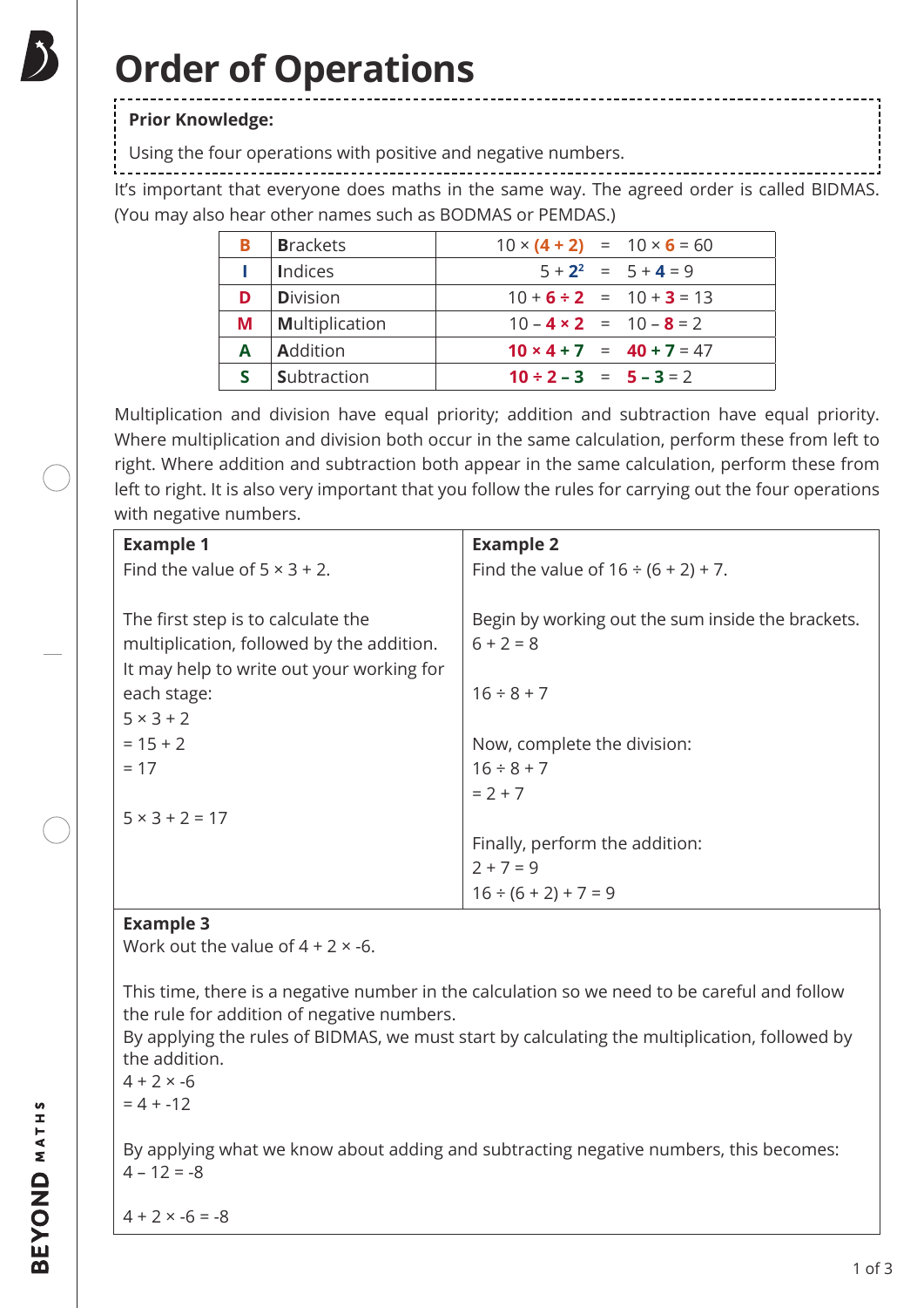# Order of Operations

**Prior Knowledge:**

Using the four operations with positive and negative numbers.

It's important that everyone does maths in the same way. The agreed order is called BIDMAS. (You may also hear other names such as BODMAS or PEMDAS.)

| | | |
|---|---|---|
| **B** | **B**rackets | $10 \times (4 + 2) = 10 \times 6 = 60$ |
| **I** | **I**ndices | $5 + 2^2 = 5 + 4 = 9$ |
| **D** | **D**ivision | $10 + 6 \div 2 = 10 + 3 = 13$ |
| **M** | **M**ultiplication | $10 - 4 \times 2 = 10 - 8 = 2$ |
| **A** | **A**ddition | $10 \times 4 + 7 = 40 + 7 = 47$ |
| **S** | **S**ubtraction | $10 \div 2 - 3 = 5 - 3 = 2$ |

Multiplication and division have equal priority; addition and subtraction have equal priority. Where multiplication and division both occur in the same calculation, perform these from left to right. Where addition and subtraction both appear in the same calculation, perform these from left to right. It is also very important that you follow the rules for carrying out the four operations with negative numbers.

**Example 1**

Find the value of $5 \times 3 + 2$.

The first step is to calculate the multiplication, followed by the addition. It may help to write out your working for each stage:

$5 \times 3 + 2$
$= 15 + 2$
$= 17$

$5 \times 3 + 2 = 17$

**Example 2**

Find the value of $16 \div (6 + 2) + 7$.

Begin by working out the sum inside the brackets.
$6 + 2 = 8$

$16 \div 8 + 7$

Now, complete the division:
$16 \div 8 + 7$
$= 2 + 7$

Finally, perform the addition:
$2 + 7 = 9$
$16 \div (6 + 2) + 7 = 9$

**Example 3**

Work out the value of $4 + 2 \times -6$.

This time, there is a negative number in the calculation so we need to be careful and follow the rule for addition of negative numbers.
By applying the rules of BIDMAS, we must start by calculating the multiplication, followed by the addition.
$4 + 2 \times -6$
$= 4 + -12$

By applying what we know about adding and subtracting negative numbers, this becomes:
$4 - 12 = -8$

$4 + 2 \times -6 = -8$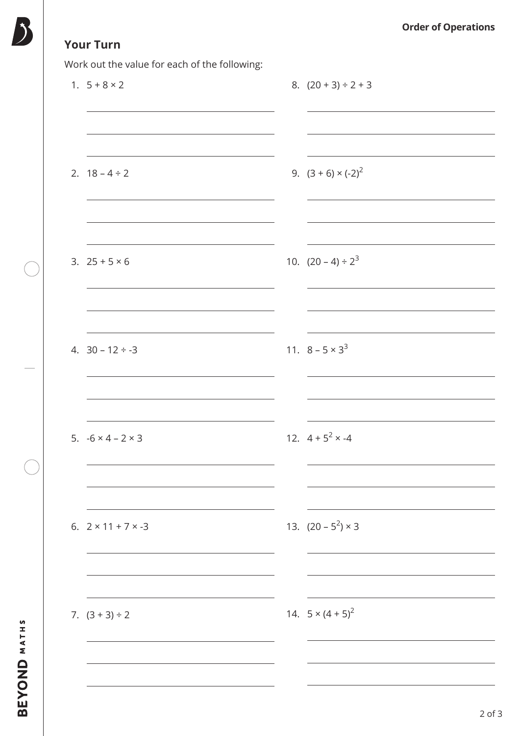## Your Turn

Work out the value for each of the following:

1. $5 + 8 \times 2$
2. $18 - 4 \div 2$
3. $25 + 5 \times 6$
4. $30 - 12 \div -3$
5. $-6 \times 4 - 2 \times 3$
6. $2 \times 11 + 7 \times -3$
7. $(3 + 3) \div 2$
8. $(20 + 3) \div 2 + 3$
9. $(3 + 6) \times (-2)^2$
10. $(20 - 4) \div 2^3$
11. $8 - 5 \times 3^3$
12. $4 + 5^2 \times -4$
13. $(20 - 5^2) \times 3$
14. $5 \times (4 + 5)^2$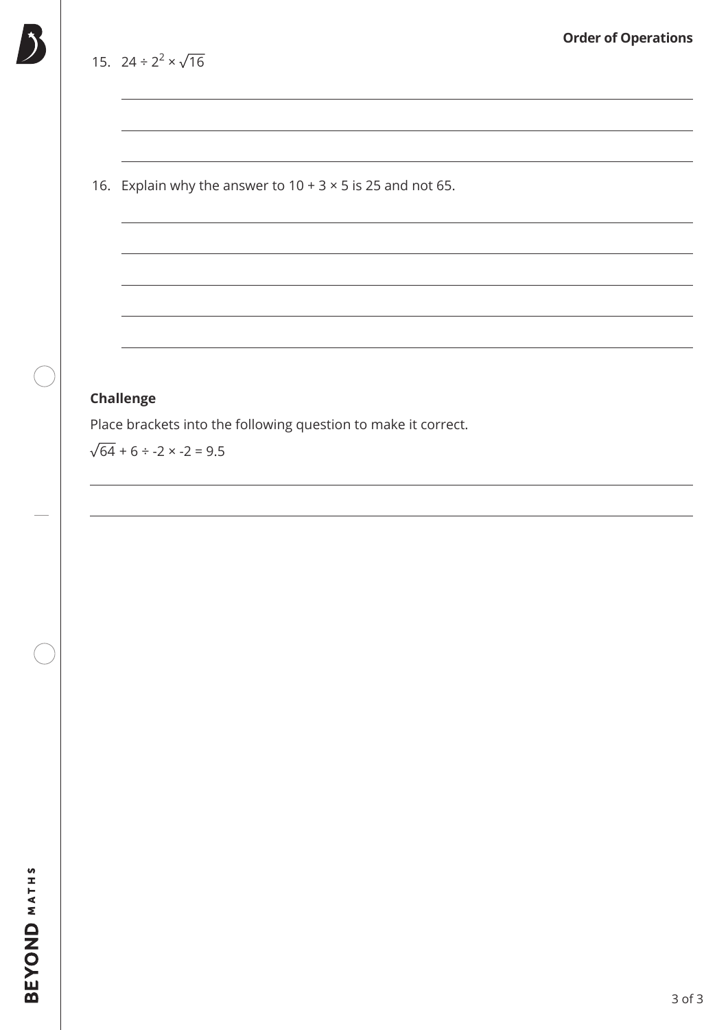15. $24 \div 2^2 \times \sqrt{16}$

16. Explain why the answer to $10 + 3 \times 5$ is 25 and not 65.

**Challenge**

Place brackets into the following question to make it correct.

$\sqrt{64} + 6 \div -2 \times -2 = 9.5$